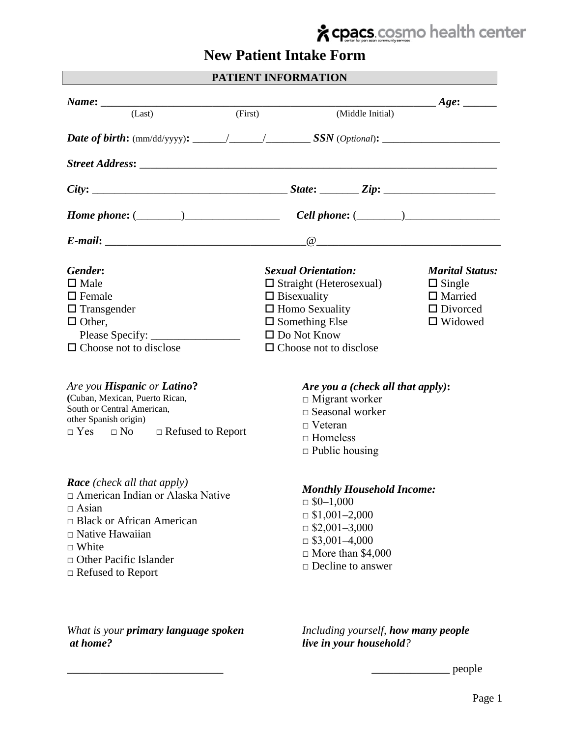cpacs.cosmo health center

center for pan asian community services

# New Patient Intake Form

## PATIENT INFORMATION

***Name*:** ________________________________________________________________ ***Age*:** ______

(Last) (First) (Middle Initial)

***Date of birth*:** (mm/dd/yyyy)**:** ______/______/________ ***SSN*** (*Optional*)**:** ______________________

***Street Address*:** ____________________________________________________________________

***City*:** ___________________________________ ***State*:** _______ ***Zip*:** ____________________

***Home phone*:** (________)_________________ ***Cell phone*:** (________)_________________

***E-mail*:** ___________________________________@________________________________

***Gender*:**
- ☐ Male
- ☐ Female
- ☐ Transgender
- ☐ Other, Please Specify: ________________
- ☐ Choose not to disclose

***Sexual Orientation:***
- ☐ Straight (Heterosexual)
- ☐ Bisexuality
- ☐ Homo Sexuality
- ☐ Something Else
- ☐ Do Not Know
- ☐ Choose not to disclose

***Marital Status:***
- ☐ Single
- ☐ Married
- ☐ Divorced
- ☐ Widowed

*Are you **Hispanic** or **Latino***?
(Cuban, Mexican, Puerto Rican, South or Central American, other Spanish origin)

□ Yes □ No □ Refused to Report

***Are you a (check all that apply)*:**
- □ Migrant worker
- □ Seasonal worker
- □ Veteran
- □ Homeless
- □ Public housing

***Race*** *(check all that apply)*
- □ American Indian or Alaska Native
- □ Asian
- □ Black or African American
- □ Native Hawaiian
- □ White
- □ Other Pacific Islander
- □ Refused to Report

***Monthly Household Income:***
- □ $0–1,000
- □ $1,001–2,000
- □ $2,001–3,000
- □ $3,001–4,000
- □ More than $4,000
- □ Decline to answer

*What is your **primary language spoken at home?***

____________________________

*Including yourself, **how many people live in your household**?*

______________ people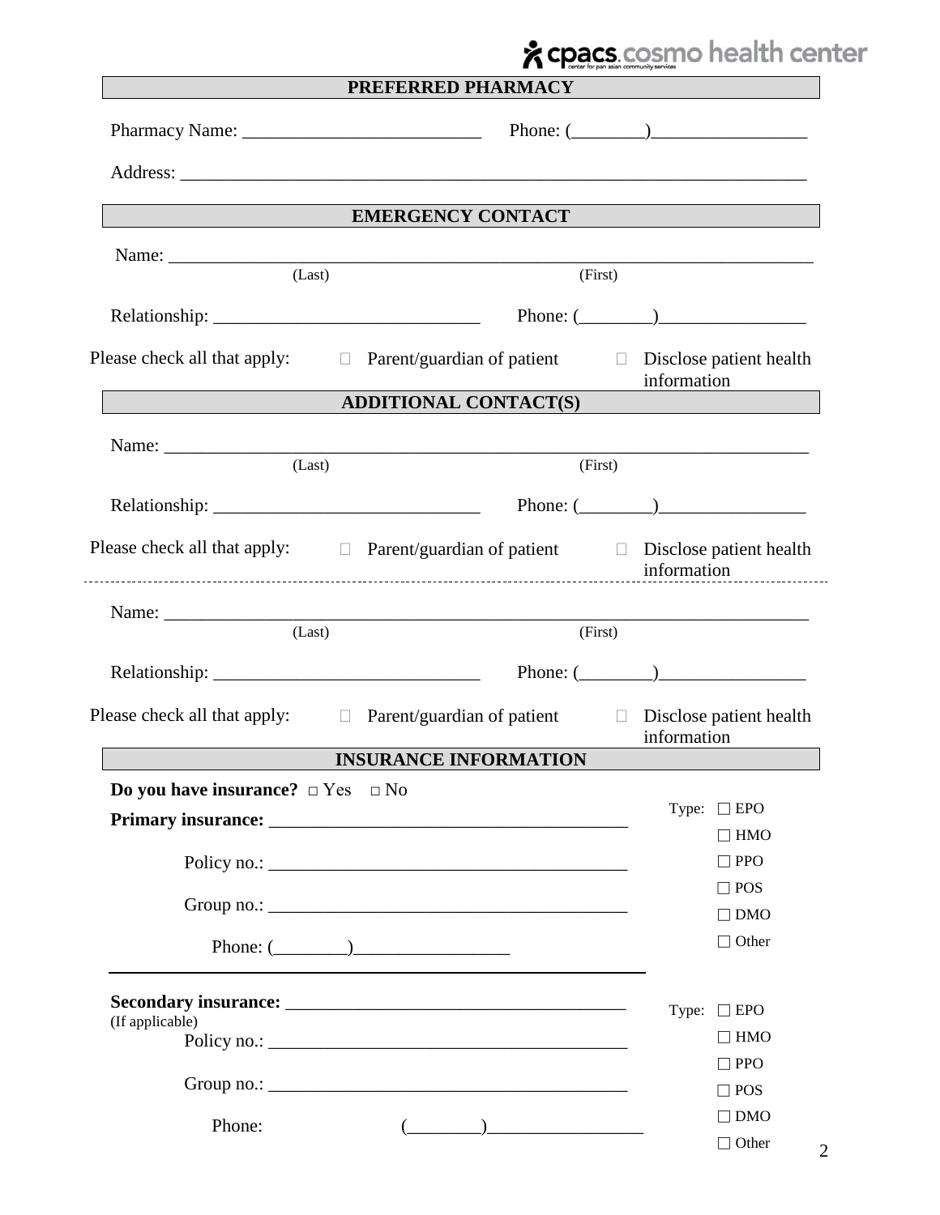## PREFERRED PHARMACY

Pharmacy Name: ___________________________ Phone: (________)_________________

Address: ______________________________________________________________________

## EMERGENCY CONTACT

Name: _________________________________________________________________________
(Last) (First)

Relationship: ______________________________ Phone: (________)________________

Please check all that apply: ☐ Parent/guardian of patient ☐ Disclose patient health information

## ADDITIONAL CONTACT(S)

Name: _________________________________________________________________________
(Last) (First)

Relationship: ______________________________ Phone: (________)________________

Please check all that apply: ☐ Parent/guardian of patient ☐ Disclose patient health information

---

Name: _________________________________________________________________________
(Last) (First)

Relationship: ______________________________ Phone: (________)________________

Please check all that apply: ☐ Parent/guardian of patient ☐ Disclose patient health information

## INSURANCE INFORMATION

**Do you have insurance?** ☐ Yes ☐ No

**Primary insurance:** ________________________________________

Policy no.: ________________________________________

Group no.: ________________________________________

Phone: (________)_________________

Type: ☐ EPO ☐ HMO ☐ PPO ☐ POS ☐ DMO ☐ Other

---

**Secondary insurance:** ________________________________________
(If applicable)

Policy no.: ________________________________________

Group no.: ________________________________________

Phone: (________)_________________

Type: ☐ EPO ☐ HMO ☐ PPO ☐ POS ☐ DMO ☐ Other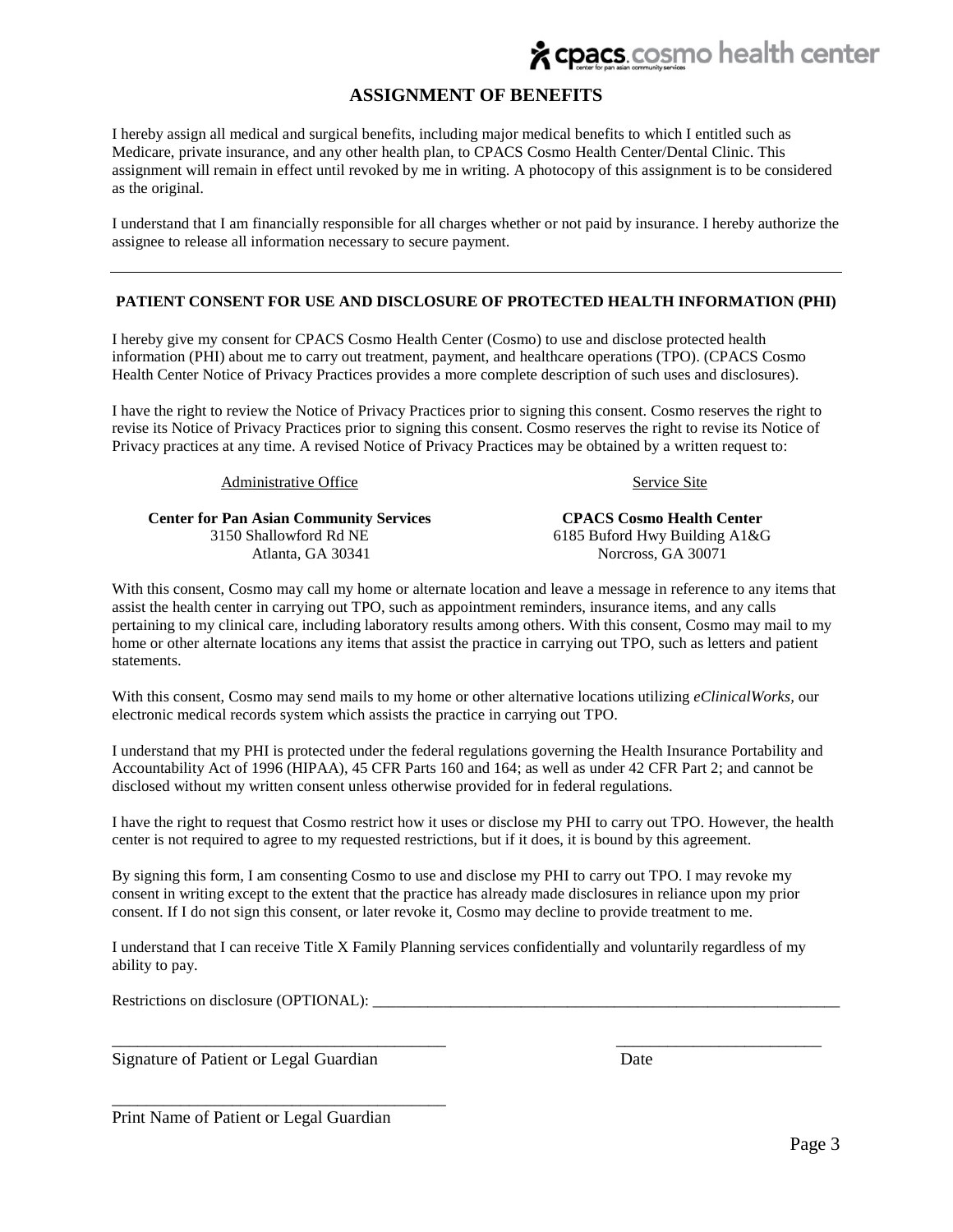# ASSIGNMENT OF BENEFITS

I hereby assign all medical and surgical benefits, including major medical benefits to which I entitled such as Medicare, private insurance, and any other health plan, to CPACS Cosmo Health Center/Dental Clinic. This assignment will remain in effect until revoked by me in writing. A photocopy of this assignment is to be considered as the original.

I understand that I am financially responsible for all charges whether or not paid by insurance. I hereby authorize the assignee to release all information necessary to secure payment.

---

## PATIENT CONSENT FOR USE AND DISCLOSURE OF PROTECTED HEALTH INFORMATION (PHI)

I hereby give my consent for CPACS Cosmo Health Center (Cosmo) to use and disclose protected health information (PHI) about me to carry out treatment, payment, and healthcare operations (TPO). (CPACS Cosmo Health Center Notice of Privacy Practices provides a more complete description of such uses and disclosures).

I have the right to review the Notice of Privacy Practices prior to signing this consent. Cosmo reserves the right to revise its Notice of Privacy Practices prior to signing this consent. Cosmo reserves the right to revise its Notice of Privacy practices at any time. A revised Notice of Privacy Practices may be obtained by a written request to:

| Administrative Office | Service Site |
| --- | --- |
| **Center for Pan Asian Community Services**<br>3150 Shallowford Rd NE<br>Atlanta, GA 30341 | **CPACS Cosmo Health Center**<br>6185 Buford Hwy Building A1&G<br>Norcross, GA 30071 |

With this consent, Cosmo may call my home or alternate location and leave a message in reference to any items that assist the health center in carrying out TPO, such as appointment reminders, insurance items, and any calls pertaining to my clinical care, including laboratory results among others. With this consent, Cosmo may mail to my home or other alternate locations any items that assist the practice in carrying out TPO, such as letters and patient statements.

With this consent, Cosmo may send mails to my home or other alternative locations utilizing *eClinicalWorks*, our electronic medical records system which assists the practice in carrying out TPO.

I understand that my PHI is protected under the federal regulations governing the Health Insurance Portability and Accountability Act of 1996 (HIPAA), 45 CFR Parts 160 and 164; as well as under 42 CFR Part 2; and cannot be disclosed without my written consent unless otherwise provided for in federal regulations.

I have the right to request that Cosmo restrict how it uses or disclose my PHI to carry out TPO. However, the health center is not required to agree to my requested restrictions, but if it does, it is bound by this agreement.

By signing this form, I am consenting Cosmo to use and disclose my PHI to carry out TPO. I may revoke my consent in writing except to the extent that the practice has already made disclosures in reliance upon my prior consent. If I do not sign this consent, or later revoke it, Cosmo may decline to provide treatment to me.

I understand that I can receive Title X Family Planning services confidentially and voluntarily regardless of my ability to pay.

Restrictions on disclosure (OPTIONAL): ______________________________________________________________

________________________________________ &nbsp;&nbsp;&nbsp;&nbsp;&nbsp;&nbsp;&nbsp;&nbsp; _________________________

Signature of Patient or Legal Guardian &nbsp;&nbsp;&nbsp;&nbsp;&nbsp;&nbsp;&nbsp;&nbsp; Date

________________________________________

Print Name of Patient or Legal Guardian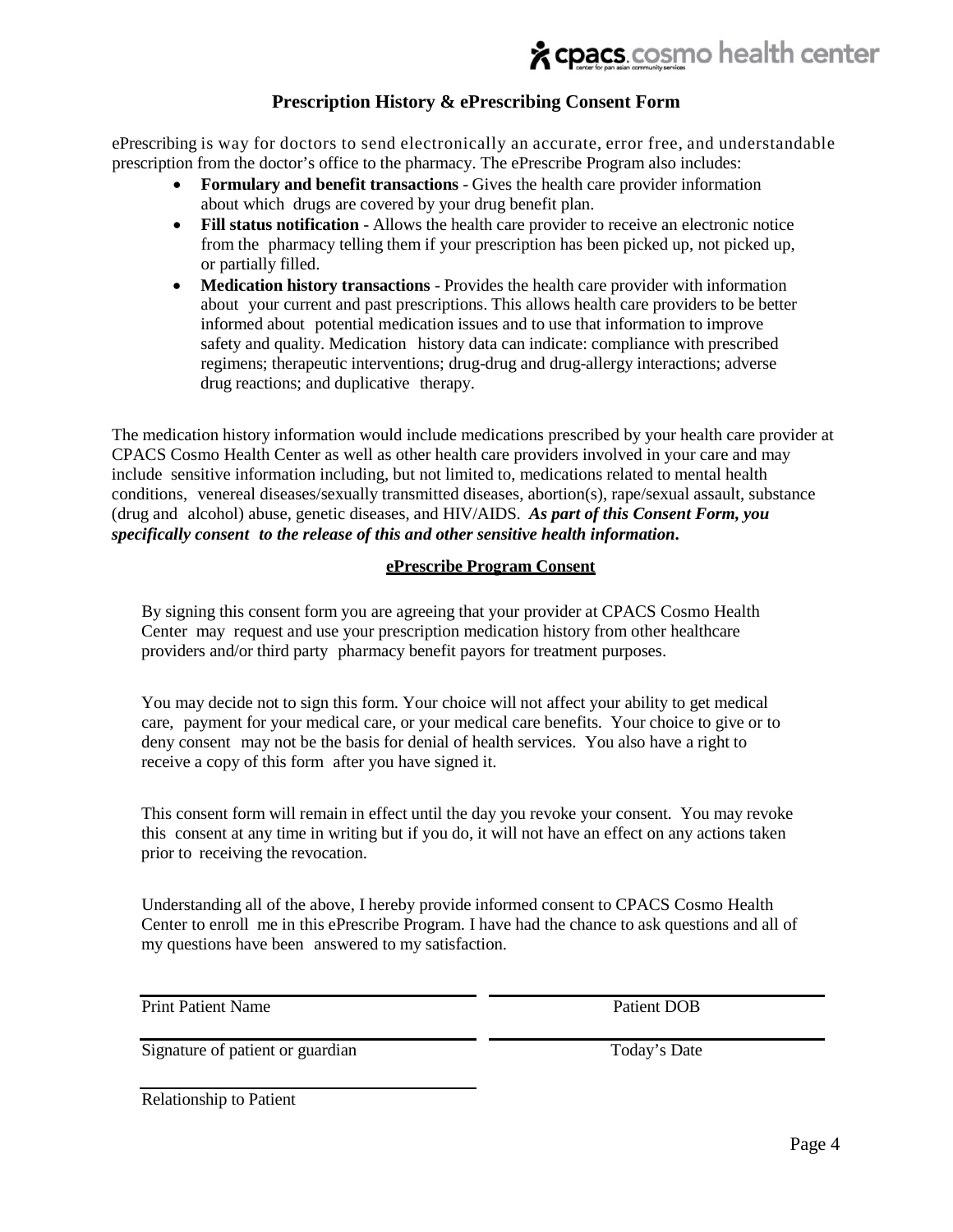# Prescription History & ePrescribing Consent Form

ePrescribing is way for doctors to send electronically an accurate, error free, and understandable prescription from the doctor's office to the pharmacy. The ePrescribe Program also includes:

- **Formulary and benefit transactions** - Gives the health care provider information about which drugs are covered by your drug benefit plan.
- **Fill status notification** - Allows the health care provider to receive an electronic notice from the pharmacy telling them if your prescription has been picked up, not picked up, or partially filled.
- **Medication history transactions** - Provides the health care provider with information about your current and past prescriptions. This allows health care providers to be better informed about potential medication issues and to use that information to improve safety and quality. Medication history data can indicate: compliance with prescribed regimens; therapeutic interventions; drug-drug and drug-allergy interactions; adverse drug reactions; and duplicative therapy.

The medication history information would include medications prescribed by your health care provider at CPACS Cosmo Health Center as well as other health care providers involved in your care and may include sensitive information including, but not limited to, medications related to mental health conditions, venereal diseases/sexually transmitted diseases, abortion(s), rape/sexual assault, substance (drug and alcohol) abuse, genetic diseases, and HIV/AIDS. ***As part of this Consent Form, you specifically consent to the release of this and other sensitive health information.***

## ePrescribe Program Consent

By signing this consent form you are agreeing that your provider at CPACS Cosmo Health Center may request and use your prescription medication history from other healthcare providers and/or third party pharmacy benefit payors for treatment purposes.

You may decide not to sign this form. Your choice will not affect your ability to get medical care, payment for your medical care, or your medical care benefits. Your choice to give or to deny consent may not be the basis for denial of health services. You also have a right to receive a copy of this form after you have signed it.

This consent form will remain in effect until the day you revoke your consent. You may revoke this consent at any time in writing but if you do, it will not have an effect on any actions taken prior to receiving the revocation.

Understanding all of the above, I hereby provide informed consent to CPACS Cosmo Health Center to enroll me in this ePrescribe Program. I have had the chance to ask questions and all of my questions have been answered to my satisfaction.

Print Patient Name ______________________ Patient DOB ______________________

Signature of patient or guardian ______________________ Today's Date ______________________

Relationship to Patient ______________________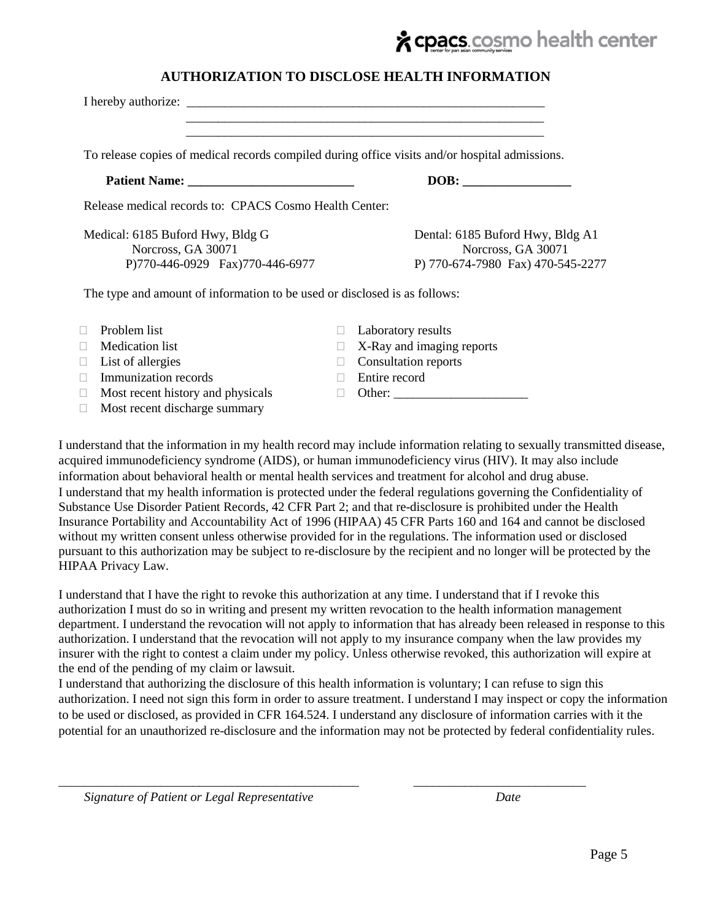cpacs.cosmo health center

## AUTHORIZATION TO DISCLOSE HEALTH INFORMATION

I hereby authorize: ____________________________________________________________

____________________________________________________________

____________________________________________________________

To release copies of medical records compiled during office visits and/or hospital admissions.

**Patient Name: ___________________________** **DOB: _________________**

Release medical records to: CPACS Cosmo Health Center:

Medical: 6185 Buford Hwy, Bldg G
Norcross, GA 30071
P)770-446-0929 Fax)770-446-6977

Dental: 6185 Buford Hwy, Bldg A1
Norcross, GA 30071
P) 770-674-7980 Fax) 470-545-2277

The type and amount of information to be used or disclosed is as follows:

- ☐ Problem list
- ☐ Medication list
- ☐ List of allergies
- ☐ Immunization records
- ☐ Most recent history and physicals
- ☐ Most recent discharge summary
- ☐ Laboratory results
- ☐ X-Ray and imaging reports
- ☐ Consultation reports
- ☐ Entire record
- ☐ Other: _____________________

I understand that the information in my health record may include information relating to sexually transmitted disease, acquired immunodeficiency syndrome (AIDS), or human immunodeficiency virus (HIV). It may also include information about behavioral health or mental health services and treatment for alcohol and drug abuse.
I understand that my health information is protected under the federal regulations governing the Confidentiality of Substance Use Disorder Patient Records, 42 CFR Part 2; and that re-disclosure is prohibited under the Health Insurance Portability and Accountability Act of 1996 (HIPAA) 45 CFR Parts 160 and 164 and cannot be disclosed without my written consent unless otherwise provided for in the regulations. The information used or disclosed pursuant to this authorization may be subject to re-disclosure by the recipient and no longer will be protected by the HIPAA Privacy Law.

I understand that I have the right to revoke this authorization at any time. I understand that if I revoke this authorization I must do so in writing and present my written revocation to the health information management department. I understand the revocation will not apply to information that has already been released in response to this authorization. I understand that the revocation will not apply to my insurance company when the law provides my insurer with the right to contest a claim under my policy. Unless otherwise revoked, this authorization will expire at the end of the pending of my claim or lawsuit.
I understand that authorizing the disclosure of this health information is voluntary; I can refuse to sign this authorization. I need not sign this form in order to assure treatment. I understand I may inspect or copy the information to be used or disclosed, as provided in CFR 164.524. I understand any disclosure of information carries with it the potential for an unauthorized re-disclosure and the information may not be protected by federal confidentiality rules.

_________________________________________________ ___________________________

*Signature of Patient or Legal Representative* *Date*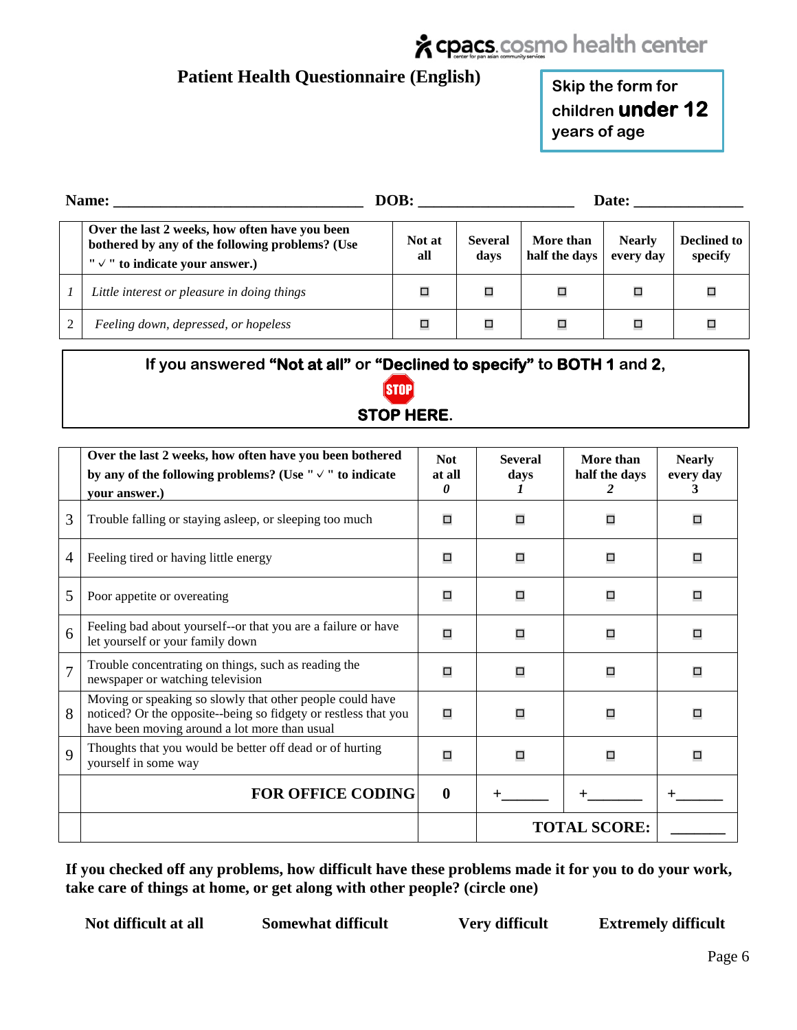cpacs.cosmo health center

# Patient Health Questionnaire (English)

**Skip the form for children under 12 years of age**

**Name:** ________________________________ **DOB:** ____________________ **Date:** ______________

| | Over the last 2 weeks, how often have you been bothered by any of the following problems? (Use " ✓ " to indicate your answer.) | Not at all | Several days | More than half the days | Nearly every day | Declined to specify |
|---|---|---|---|---|---|---|
| *1* | *Little interest or pleasure in doing things* | ☐ | ☐ | ☐ | ☐ | ☐ |
| 2 | *Feeling down, depressed, or hopeless* | ☐ | ☐ | ☐ | ☐ | ☐ |

If you answered **"Not at all"** or **"Declined to specify"** to **BOTH 1** and **2**,

STOP

**STOP HERE.**

| | Over the last 2 weeks, how often have you been bothered by any of the following problems? (Use " ✓ " to indicate your answer.) | Not at all *0* | Several days *1* | More than half the days *2* | Nearly every day 3 |
|---|---|---|---|---|---|
| 3 | Trouble falling or staying asleep, or sleeping too much | ☐ | ☐ | ☐ | ☐ |
| 4 | Feeling tired or having little energy | ☐ | ☐ | ☐ | ☐ |
| 5 | Poor appetite or overeating | ☐ | ☐ | ☐ | ☐ |
| 6 | Feeling bad about yourself--or that you are a failure or have let yourself or your family down | ☐ | ☐ | ☐ | ☐ |
| 7 | Trouble concentrating on things, such as reading the newspaper or watching television | ☐ | ☐ | ☐ | ☐ |
| 8 | Moving or speaking so slowly that other people could have noticed? Or the opposite--being so fidgety or restless that you have been moving around a lot more than usual | ☐ | ☐ | ☐ | ☐ |
| 9 | Thoughts that you would be better off dead or of hurting yourself in some way | ☐ | ☐ | ☐ | ☐ |
| | **FOR OFFICE CODING** | **0** | +______ | +_______ | +______ |
| | | | | **TOTAL SCORE:** | _______ |

**If you checked off any problems, how difficult have these problems made it for you to do your work, take care of things at home, or get along with other people? (circle one)**

**Not difficult at all** **Somewhat difficult** **Very difficult** **Extremely difficult**